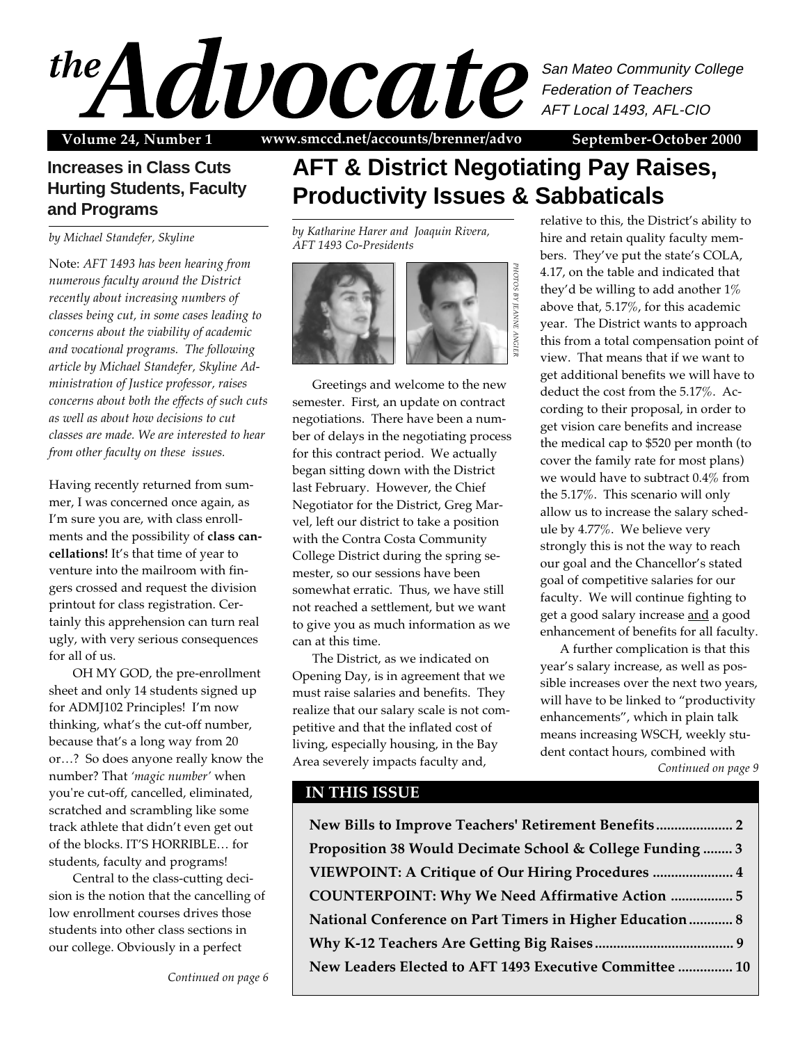# *the* Advocate

San Mateo Community College Federation of Teachers
AFT Local 1493, AFL-CIO

**Volume 24, Number 1** **www.smccd.net/accounts/brenner/advo** **September-October 2000**

## AFT & District Negotiating Pay Raises, Productivity Issues & Sabbaticals

*by Katharine Harer and Joaquin Rivera, AFT 1493 Co-Presidents*

*PHOTOS BY JEANNE ANGIER*

Greetings and welcome to the new semester. First, an update on contract negotiations. There have been a number of delays in the negotiating process for this contract period. We actually began sitting down with the District last February. However, the Chief Negotiator for the District, Greg Marvel, left our district to take a position with the Contra Costa Community College District during the spring semester, so our sessions have been somewhat erratic. Thus, we have still not reached a settlement, but we want to give you as much information as we can at this time.

The District, as we indicated on Opening Day, is in agreement that we must raise salaries and benefits. They realize that our salary scale is not competitive and that the inflated cost of living, especially housing, in the Bay Area severely impacts faculty and, relative to this, the District's ability to hire and retain quality faculty members. They've put the state's COLA, 4.17, on the table and indicated that they'd be willing to add another 1% above that, 5.17%, for this academic year. The District wants to approach this from a total compensation point of view. That means that if we want to get additional benefits we will have to deduct the cost from the 5.17%. According to their proposal, in order to get vision care benefits and increase the medical cap to $520 per month (to cover the family rate for most plans) we would have to subtract 0.4% from the 5.17%. This scenario will only allow us to increase the salary schedule by 4.77%. We believe very strongly this is not the way to reach our goal and the Chancellor's stated goal of competitive salaries for our faculty. We will continue fighting to get a good salary increase and a good enhancement of benefits for all faculty.

A further complication is that this year's salary increase, as well as possible increases over the next two years, will have to be linked to "productivity enhancements", which in plain talk means increasing WSCH, weekly student contact hours, combined with

*Continued on page 9*

## Increases in Class Cuts Hurting Students, Faculty and Programs

*by Michael Standefer, Skyline*

Note: *AFT 1493 has been hearing from numerous faculty around the District recently about increasing numbers of classes being cut, in some cases leading to concerns about the viability of academic and vocational programs. The following article by Michael Standefer, Skyline Administration of Justice professor, raises concerns about both the effects of such cuts as well as about how decisions to cut classes are made. We are interested to hear from other faculty on these issues.*

Having recently returned from summer, I was concerned once again, as I'm sure you are, with class enrollments and the possibility of **class cancellations!** It's that time of year to venture into the mailroom with fingers crossed and request the division printout for class registration. Certainly this apprehension can turn real ugly, with very serious consequences for all of us.

OH MY GOD, the pre-enrollment sheet and only 14 students signed up for ADMJ102 Principles! I'm now thinking, what's the cut-off number, because that's a long way from 20 or…? So does anyone really know the number? That *'magic number'* when you're cut-off, cancelled, eliminated, scratched and scrambling like some track athlete that didn't even get out of the blocks. IT'S HORRIBLE… for students, faculty and programs!

Central to the class-cutting decision is the notion that the cancelling of low enrollment courses drives those students into other class sections in our college. Obviously in a perfect

*Continued on page 6*

## IN THIS ISSUE

- **New Bills to Improve Teachers' Retirement Benefits ..................... 2**
- **Proposition 38 Would Decimate School & College Funding ........ 3**
- **VIEWPOINT: A Critique of Our Hiring Procedures ...................... 4**
- **COUNTERPOINT: Why We Need Affirmative Action ................. 5**
- **National Conference on Part Timers in Higher Education ............ 8**
- **Why K-12 Teachers Are Getting Big Raises ...................................... 9**
- **New Leaders Elected to AFT 1493 Executive Committee ............... 10**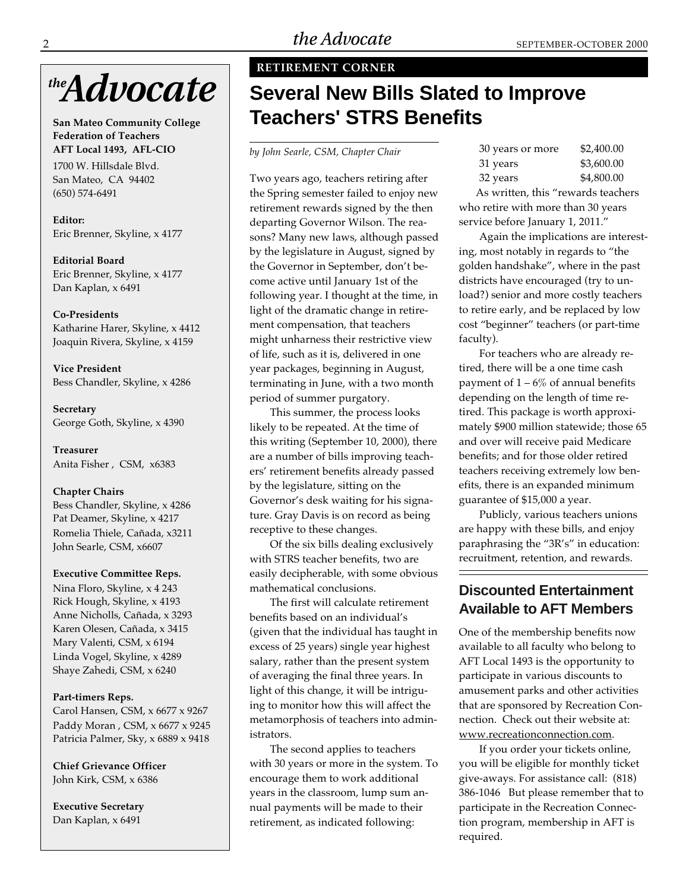# the Advocate

**San Mateo Community College Federation of Teachers AFT Local 1493, AFL-CIO**

1700 W. Hillsdale Blvd.
San Mateo, CA 94402
(650) 574-6491

**Editor:**
Eric Brenner, Skyline, x 4177

**Editorial Board**
Eric Brenner, Skyline, x 4177
Dan Kaplan, x 6491

**Co-Presidents**
Katharine Harer, Skyline, x 4412
Joaquin Rivera, Skyline, x 4159

**Vice President**
Bess Chandler, Skyline, x 4286

**Secretary**
George Goth, Skyline, x 4390

**Treasurer**
Anita Fisher , CSM, x6383

**Chapter Chairs**
Bess Chandler, Skyline, x 4286
Pat Deamer, Skyline, x 4217
Romelia Thiele, Cañada, x3211
John Searle, CSM, x6607

**Executive Committee Reps.**
Nina Floro, Skyline, x 4 243
Rick Hough, Skyline, x 4193
Anne Nicholls, Cañada, x 3293
Karen Olesen, Cañada, x 3415
Mary Valenti, CSM, x 6194
Linda Vogel, Skyline, x 4289
Shaye Zahedi, CSM, x 6240

**Part-timers Reps.**
Carol Hansen, CSM, x 6677 x 9267
Paddy Moran , CSM, x 6677 x 9245
Patricia Palmer, Sky, x 6889 x 9418

**Chief Grievance Officer**
John Kirk, CSM, x 6386

**Executive Secretary**
Dan Kaplan, x 6491

**RETIREMENT CORNER**

## Several New Bills Slated to Improve Teachers' STRS Benefits

*by John Searle, CSM, Chapter Chair*

Two years ago, teachers retiring after the Spring semester failed to enjoy new retirement rewards signed by the then departing Governor Wilson. The reasons? Many new laws, although passed by the legislature in August, signed by the Governor in September, don't become active until January 1st of the following year. I thought at the time, in light of the dramatic change in retirement compensation, that teachers might unharness their restrictive view of life, such as it is, delivered in one year packages, beginning in August, terminating in June, with a two month period of summer purgatory.

This summer, the process looks likely to be repeated. At the time of this writing (September 10, 2000), there are a number of bills improving teachers' retirement benefits already passed by the legislature, sitting on the Governor's desk waiting for his signature. Gray Davis is on record as being receptive to these changes.

Of the six bills dealing exclusively with STRS teacher benefits, two are easily decipherable, with some obvious mathematical conclusions.

The first will calculate retirement benefits based on an individual's (given that the individual has taught in excess of 25 years) single year highest salary, rather than the present system of averaging the final three years. In light of this change, it will be intriguing to monitor how this will affect the metamorphosis of teachers into administrators.

The second applies to teachers with 30 years or more in the system. To encourage them to work additional years in the classroom, lump sum annual payments will be made to their retirement, as indicated following:

| | |
|---|---|
| 30 years or more | $2,400.00 |
| 31 years | $3,600.00 |
| 32 years | $4,800.00 |

As written, this "rewards teachers who retire with more than 30 years service before January 1, 2011."

Again the implications are interesting, most notably in regards to "the golden handshake", where in the past districts have encouraged (try to unload?) senior and more costly teachers to retire early, and be replaced by low cost "beginner" teachers (or part-time faculty).

For teachers who are already retired, there will be a one time cash payment of 1 – 6% of annual benefits depending on the length of time retired. This package is worth approximately $900 million statewide; those 65 and over will receive paid Medicare benefits; and for those older retired teachers receiving extremely low benefits, there is an expanded minimum guarantee of $15,000 a year.

Publicly, various teachers unions are happy with these bills, and enjoy paraphrasing the "3R's" in education: recruitment, retention, and rewards.

## Discounted Entertainment Available to AFT Members

One of the membership benefits now available to all faculty who belong to AFT Local 1493 is the opportunity to participate in various discounts to amusement parks and other activities that are sponsored by Recreation Connection. Check out their website at: www.recreationconnection.com.

If you order your tickets online, you will be eligible for monthly ticket give-aways. For assistance call: (818) 386-1046 But please remember that to participate in the Recreation Connection program, membership in AFT is required.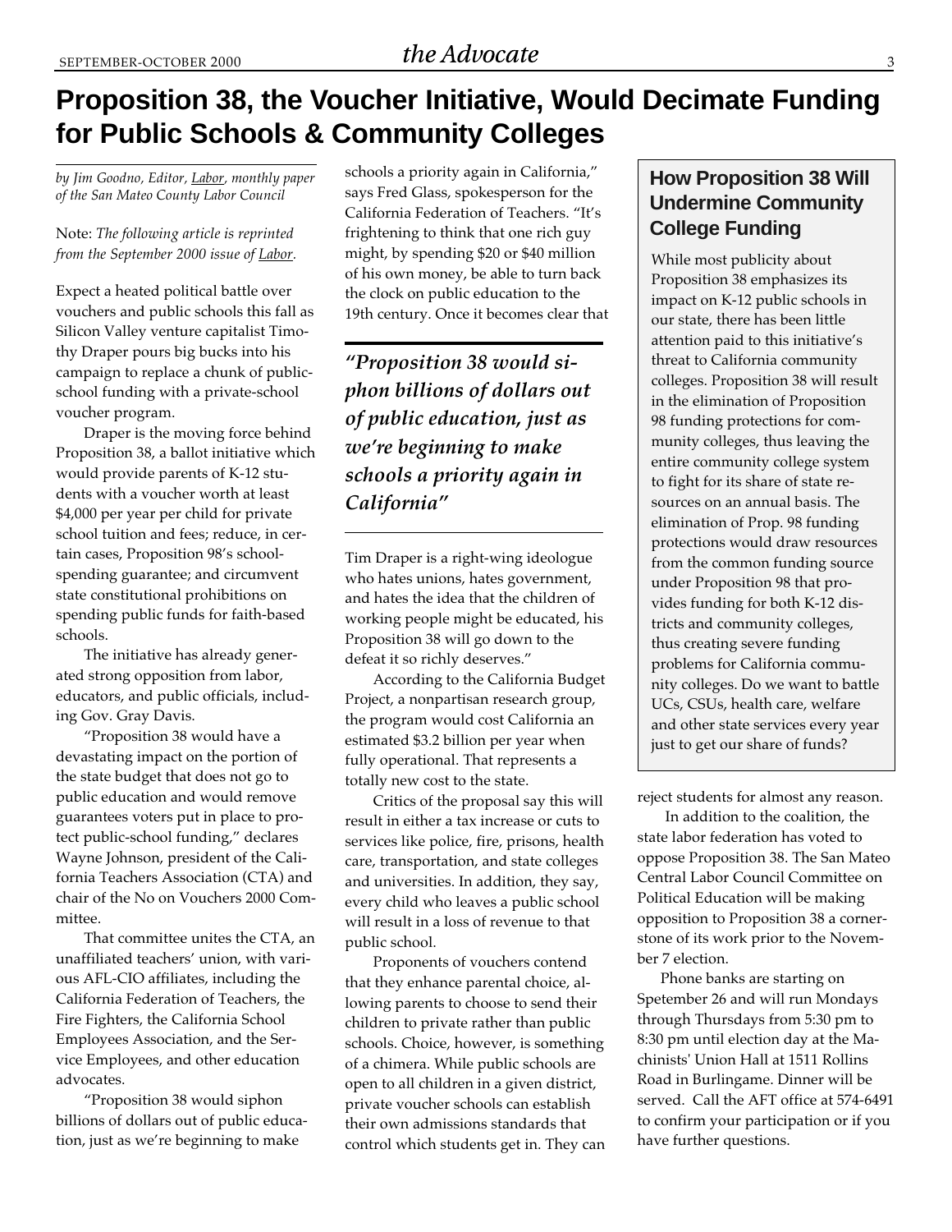# Proposition 38, the Voucher Initiative, Would Decimate Funding for Public Schools & Community Colleges

*by Jim Goodno, Editor, Labor, monthly paper of the San Mateo County Labor Council*

Note: *The following article is reprinted from the September 2000 issue of Labor.*

Expect a heated political battle over vouchers and public schools this fall as Silicon Valley venture capitalist Timothy Draper pours big bucks into his campaign to replace a chunk of public-school funding with a private-school voucher program.

Draper is the moving force behind Proposition 38, a ballot initiative which would provide parents of K-12 students with a voucher worth at least $4,000 per year per child for private school tuition and fees; reduce, in certain cases, Proposition 98's school-spending guarantee; and circumvent state constitutional prohibitions on spending public funds for faith-based schools.

The initiative has already generated strong opposition from labor, educators, and public officials, including Gov. Gray Davis.

"Proposition 38 would have a devastating impact on the portion of the state budget that does not go to public education and would remove guarantees voters put in place to protect public-school funding," declares Wayne Johnson, president of the California Teachers Association (CTA) and chair of the No on Vouchers 2000 Committee.

That committee unites the CTA, an unaffiliated teachers' union, with various AFL-CIO affiliates, including the California Federation of Teachers, the Fire Fighters, the California School Employees Association, and the Service Employees, and other education advocates.

"Proposition 38 would siphon billions of dollars out of public education, just as we're beginning to make schools a priority again in California," says Fred Glass, spokesperson for the California Federation of Teachers. "It's frightening to think that one rich guy might, by spending $20 or $40 million of his own money, be able to turn back the clock on public education to the 19th century. Once it becomes clear that Tim Draper is a right-wing ideologue who hates unions, hates government, and hates the idea that the children of working people might be educated, his Proposition 38 will go down to the defeat it so richly deserves."

> ***"Proposition 38 would siphon billions of dollars out of public education, just as we're beginning to make schools a priority again in California"***

According to the California Budget Project, a nonpartisan research group, the program would cost California an estimated $3.2 billion per year when fully operational. That represents a totally new cost to the state.

Critics of the proposal say this will result in either a tax increase or cuts to services like police, fire, prisons, health care, transportation, and state colleges and universities. In addition, they say, every child who leaves a public school will result in a loss of revenue to that public school.

Proponents of vouchers contend that they enhance parental choice, allowing parents to choose to send their children to private rather than public schools. Choice, however, is something of a chimera. While public schools are open to all children in a given district, private voucher schools can establish their own admissions standards that control which students get in. They can reject students for almost any reason.

In addition to the coalition, the state labor federation has voted to oppose Proposition 38. The San Mateo Central Labor Council Committee on Political Education will be making opposition to Proposition 38 a cornerstone of its work prior to the November 7 election.

Phone banks are starting on Spetember 26 and will run Mondays through Thursdays from 5:30 pm to 8:30 pm until election day at the Machinists' Union Hall at 1511 Rollins Road in Burlingame. Dinner will be served. Call the AFT office at 574-6491 to confirm your participation or if you have further questions.

## How Proposition 38 Will Undermine Community College Funding

While most publicity about Proposition 38 emphasizes its impact on K-12 public schools in our state, there has been little attention paid to this initiative's threat to California community colleges. Proposition 38 will result in the elimination of Proposition 98 funding protections for community colleges, thus leaving the entire community college system to fight for its share of state resources on an annual basis. The elimination of Prop. 98 funding protections would draw resources from the common funding source under Proposition 98 that provides funding for both K-12 districts and community colleges, thus creating severe funding problems for California community colleges. Do we want to battle UCs, CSUs, health care, welfare and other state services every year just to get our share of funds?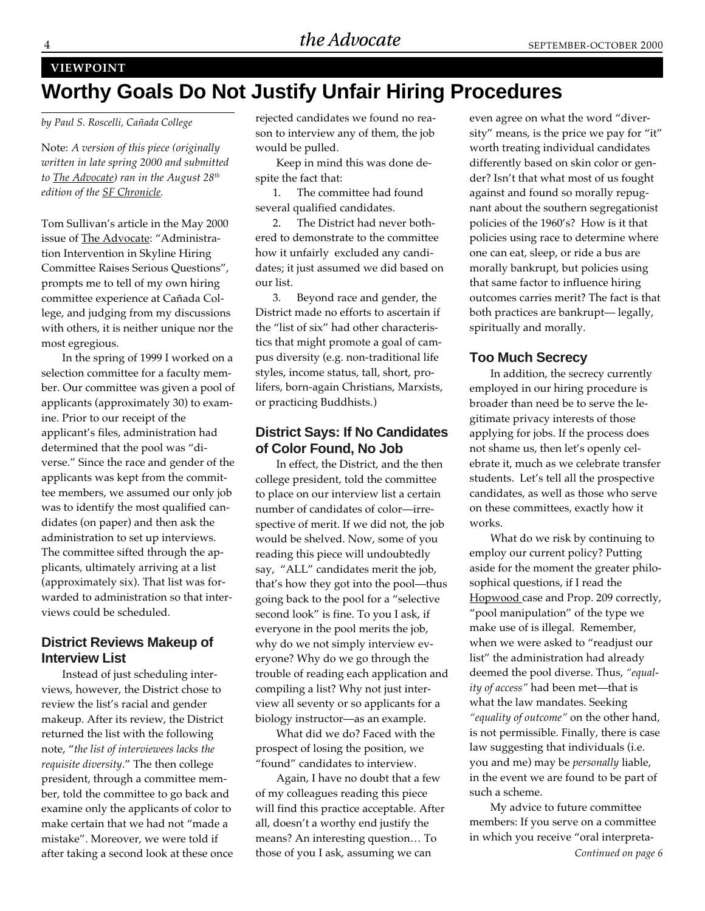VIEWPOINT

# Worthy Goals Do Not Justify Unfair Hiring Procedures

*by Paul S. Roscelli, Cañada College*

Note: *A version of this piece (originally written in late spring 2000 and submitted to The Advocate) ran in the August 28th edition of the SF Chronicle.*

Tom Sullivan's article in the May 2000 issue of The Advocate: "Administration Intervention in Skyline Hiring Committee Raises Serious Questions", prompts me to tell of my own hiring committee experience at Cañada College, and judging from my discussions with others, it is neither unique nor the most egregious.

In the spring of 1999 I worked on a selection committee for a faculty member. Our committee was given a pool of applicants (approximately 30) to examine. Prior to our receipt of the applicant's files, administration had determined that the pool was "diverse." Since the race and gender of the applicants was kept from the committee members, we assumed our only job was to identify the most qualified candidates (on paper) and then ask the administration to set up interviews. The committee sifted through the applicants, ultimately arriving at a list (approximately six). That list was forwarded to administration so that interviews could be scheduled.

## District Reviews Makeup of Interview List

Instead of just scheduling interviews, however, the District chose to review the list's racial and gender makeup. After its review, the District returned the list with the following note, "*the list of interviewees lacks the requisite diversity*." The then college president, through a committee member, told the committee to go back and examine only the applicants of color to make certain that we had not "made a mistake". Moreover, we were told if after taking a second look at these once rejected candidates we found no reason to interview any of them, the job would be pulled.

Keep in mind this was done despite the fact that:

1. The committee had found several qualified candidates.
2. The District had never bothered to demonstrate to the committee how it unfairly excluded any candidates; it just assumed we did based on our list.
3. Beyond race and gender, the District made no efforts to ascertain if the "list of six" had other characteristics that might promote a goal of campus diversity (e.g. non-traditional life styles, income status, tall, short, pro-lifers, born-again Christians, Marxists, or practicing Buddhists.)

## District Says: If No Candidates of Color Found, No Job

In effect, the District, and the then college president, told the committee to place on our interview list a certain number of candidates of color—irrespective of merit. If we did not, the job would be shelved. Now, some of you reading this piece will undoubtedly say, "ALL" candidates merit the job, that's how they got into the pool—thus going back to the pool for a "selective second look" is fine. To you I ask, if everyone in the pool merits the job, why do we not simply interview everyone? Why do we go through the trouble of reading each application and compiling a list? Why not just interview all seventy or so applicants for a biology instructor—as an example.

What did we do? Faced with the prospect of losing the position, we "found" candidates to interview.

Again, I have no doubt that a few of my colleagues reading this piece will find this practice acceptable. After all, doesn't a worthy end justify the means? An interesting question… To those of you I ask, assuming we can even agree on what the word "diversity" means, is the price we pay for "it" worth treating individual candidates differently based on skin color or gender? Isn't that what most of us fought against and found so morally repugnant about the southern segregationist policies of the 1960's? How is it that policies using race to determine where one can eat, sleep, or ride a bus are morally bankrupt, but policies using that same factor to influence hiring outcomes carries merit? The fact is that both practices are bankrupt— legally, spiritually and morally.

## Too Much Secrecy

In addition, the secrecy currently employed in our hiring procedure is broader than need be to serve the legitimate privacy interests of those applying for jobs. If the process does not shame us, then let's openly celebrate it, much as we celebrate transfer students. Let's tell all the prospective candidates, as well as those who serve on these committees, exactly how it works.

What do we risk by continuing to employ our current policy? Putting aside for the moment the greater philosophical questions, if I read the Hopwood case and Prop. 209 correctly, "pool manipulation" of the type we make use of is illegal. Remember, when we were asked to "readjust our list" the administration had already deemed the pool diverse. Thus, *"equality of access"* had been met—that is what the law mandates. Seeking *"equality of outcome"* on the other hand, is not permissible. Finally, there is case law suggesting that individuals (i.e. you and me) may be *personally* liable, in the event we are found to be part of such a scheme.

My advice to future committee members: If you serve on a committee in which you receive "oral interpreta-

*Continued on page 6*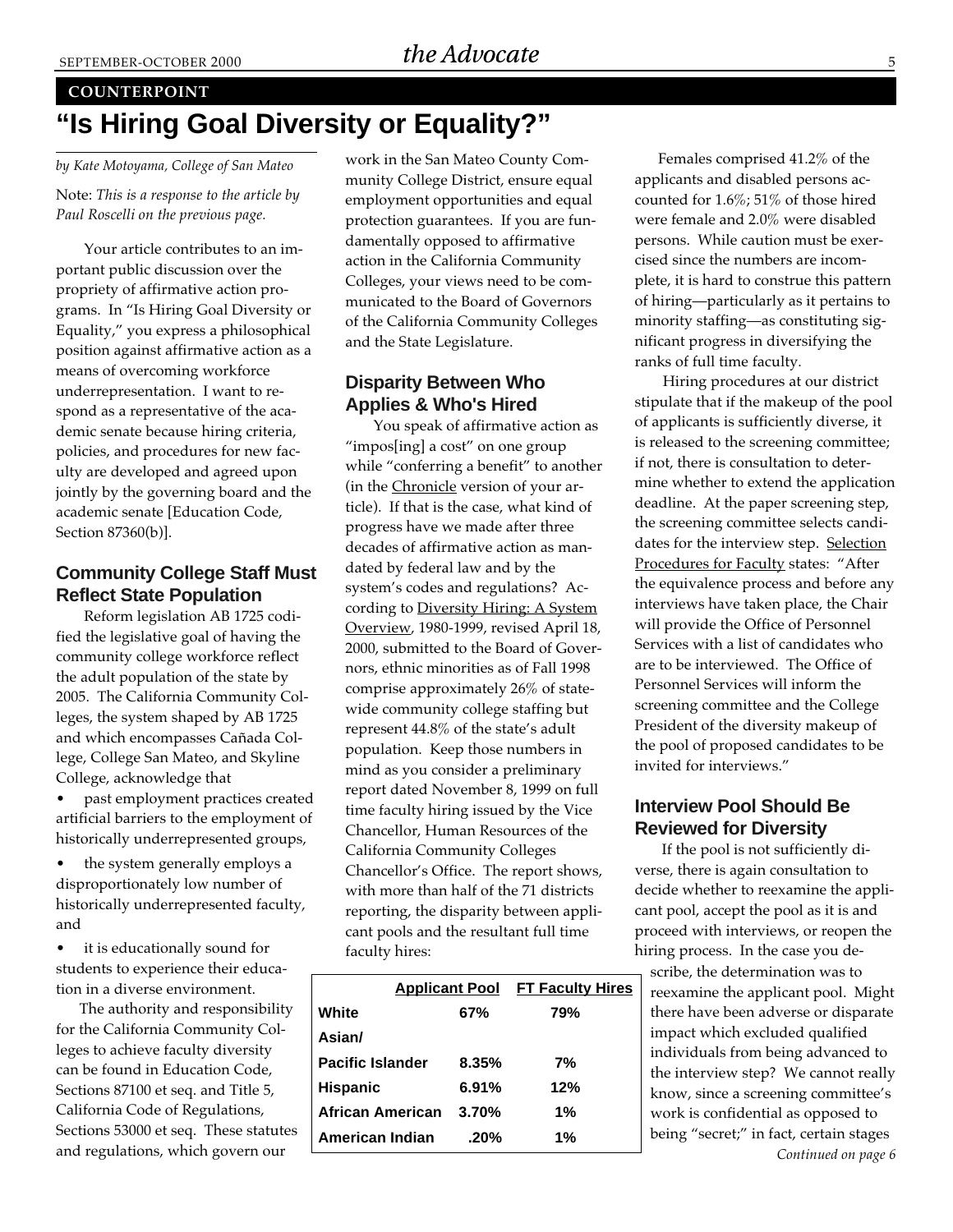COUNTERPOINT

# "Is Hiring Goal Diversity or Equality?"

*by Kate Motoyama, College of San Mateo*

Note: *This is a response to the article by Paul Roscelli on the previous page.*

Your article contributes to an important public discussion over the propriety of affirmative action programs. In "Is Hiring Goal Diversity or Equality," you express a philosophical position against affirmative action as a means of overcoming workforce underrepresentation. I want to respond as a representative of the academic senate because hiring criteria, policies, and procedures for new faculty are developed and agreed upon jointly by the governing board and the academic senate [Education Code, Section 87360(b)].

## Community College Staff Must Reflect State Population

Reform legislation AB 1725 codified the legislative goal of having the community college workforce reflect the adult population of the state by 2005. The California Community Colleges, the system shaped by AB 1725 and which encompasses Cañada College, College San Mateo, and Skyline College, acknowledge that

- past employment practices created artificial barriers to the employment of historically underrepresented groups,
- the system generally employs a disproportionately low number of historically underrepresented faculty, and
- it is educationally sound for students to experience their education in a diverse environment.

The authority and responsibility for the California Community Colleges to achieve faculty diversity can be found in Education Code, Sections 87100 et seq. and Title 5, California Code of Regulations, Sections 53000 et seq. These statutes and regulations, which govern our work in the San Mateo County Community College District, ensure equal employment opportunities and equal protection guarantees. If you are fundamentally opposed to affirmative action in the California Community Colleges, your views need to be communicated to the Board of Governors of the California Community Colleges and the State Legislature.

## Disparity Between Who Applies & Who's Hired

You speak of affirmative action as "impos[ing] a cost" on one group while "conferring a benefit" to another (in the Chronicle version of your article). If that is the case, what kind of progress have we made after three decades of affirmative action as mandated by federal law and by the system's codes and regulations? According to Diversity Hiring: A System Overview, 1980-1999, revised April 18, 2000, submitted to the Board of Governors, ethnic minorities as of Fall 1998 comprise approximately 26% of statewide community college staffing but represent 44.8% of the state's adult population. Keep those numbers in mind as you consider a preliminary report dated November 8, 1999 on full time faculty hiring issued by the Vice Chancellor, Human Resources of the California Community Colleges Chancellor's Office. The report shows, with more than half of the 71 districts reporting, the disparity between applicant pools and the resultant full time faculty hires:

| | Applicant Pool | FT Faculty Hires |
|---|---|---|
| White | 67% | 79% |
| Asian/ Pacific Islander | 8.35% | 7% |
| Hispanic | 6.91% | 12% |
| African American | 3.70% | 1% |
| American Indian | .20% | 1% |

Females comprised 41.2% of the applicants and disabled persons accounted for 1.6%; 51% of those hired were female and 2.0% were disabled persons. While caution must be exercised since the numbers are incomplete, it is hard to construe this pattern of hiring—particularly as it pertains to minority staffing—as constituting significant progress in diversifying the ranks of full time faculty.

Hiring procedures at our district stipulate that if the makeup of the pool of applicants is sufficiently diverse, it is released to the screening committee; if not, there is consultation to determine whether to extend the application deadline. At the paper screening step, the screening committee selects candidates for the interview step. Selection Procedures for Faculty states: "After the equivalence process and before any interviews have taken place, the Chair will provide the Office of Personnel Services with a list of candidates who are to be interviewed. The Office of Personnel Services will inform the screening committee and the College President of the diversity makeup of the pool of proposed candidates to be invited for interviews."

## Interview Pool Should Be Reviewed for Diversity

If the pool is not sufficiently diverse, there is again consultation to decide whether to reexamine the applicant pool, accept the pool as it is and proceed with interviews, or reopen the hiring process. In the case you describe, the determination was to reexamine the applicant pool. Might there have been adverse or disparate impact which excluded qualified individuals from being advanced to the interview step? We cannot really know, since a screening committee's work is confidential as opposed to being "secret;" in fact, certain stages

*Continued on page 6*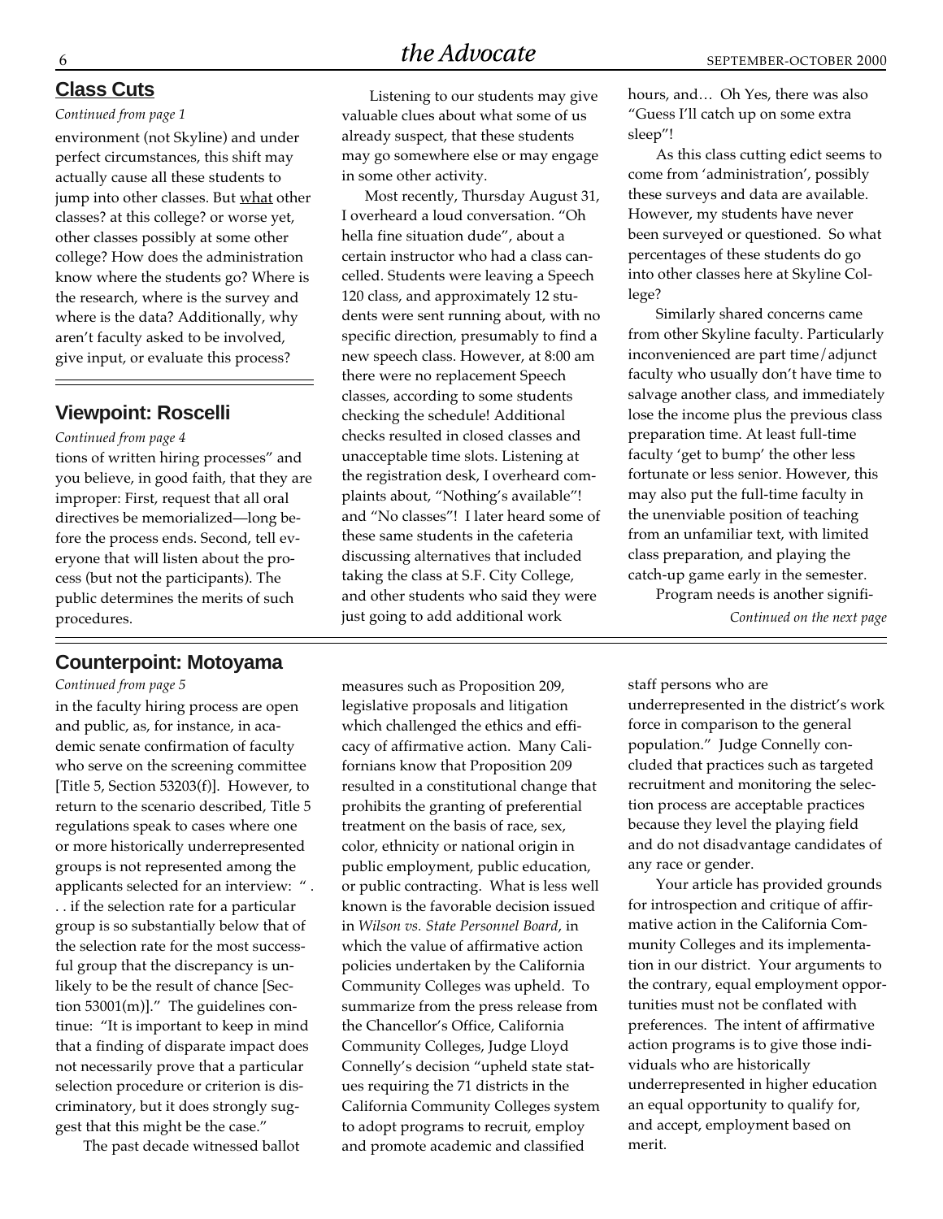## Class Cuts

*Continued from page 1*

environment (not Skyline) and under perfect circumstances, this shift may actually cause all these students to jump into other classes. But what other classes? at this college? or worse yet, other classes possibly at some other college? How does the administration know where the students go? Where is the research, where is the survey and where is the data? Additionally, why aren't faculty asked to be involved, give input, or evaluate this process?

Listening to our students may give valuable clues about what some of us already suspect, that these students may go somewhere else or may engage in some other activity.

Most recently, Thursday August 31, I overheard a loud conversation. "Oh hella fine situation dude", about a certain instructor who had a class cancelled. Students were leaving a Speech 120 class, and approximately 12 students were sent running about, with no specific direction, presumably to find a new speech class. However, at 8:00 am there were no replacement Speech classes, according to some students checking the schedule! Additional checks resulted in closed classes and unacceptable time slots. Listening at the registration desk, I overheard complaints about, "Nothing's available"! and "No classes"! I later heard some of these same students in the cafeteria discussing alternatives that included taking the class at S.F. City College, and other students who said they were just going to add additional work hours, and… Oh Yes, there was also "Guess I'll catch up on some extra sleep"!

As this class cutting edict seems to come from 'administration', possibly these surveys and data are available. However, my students have never been surveyed or questioned. So what percentages of these students do go into other classes here at Skyline College?

Similarly shared concerns came from other Skyline faculty. Particularly inconvenienced are part time/adjunct faculty who usually don't have time to salvage another class, and immediately lose the income plus the previous class preparation time. At least full-time faculty 'get to bump' the other less fortunate or less senior. However, this may also put the full-time faculty in the unenviable position of teaching from an unfamiliar text, with limited class preparation, and playing the catch-up game early in the semester.

Program needs is another signifi-

*Continued on the next page*

## Viewpoint: Roscelli

*Continued from page 4*

tions of written hiring processes" and you believe, in good faith, that they are improper: First, request that all oral directives be memorialized—long before the process ends. Second, tell everyone that will listen about the process (but not the participants). The public determines the merits of such procedures.

## Counterpoint: Motoyama

*Continued from page 5*

in the faculty hiring process are open and public, as, for instance, in academic senate confirmation of faculty who serve on the screening committee [Title 5, Section 53203(f)]. However, to return to the scenario described, Title 5 regulations speak to cases where one or more historically underrepresented groups is not represented among the applicants selected for an interview: " . . . if the selection rate for a particular group is so substantially below that of the selection rate for the most successful group that the discrepancy is unlikely to be the result of chance [Section 53001(m)]." The guidelines continue: "It is important to keep in mind that a finding of disparate impact does not necessarily prove that a particular selection procedure or criterion is discriminatory, but it does strongly suggest that this might be the case."

The past decade witnessed ballot measures such as Proposition 209, legislative proposals and litigation which challenged the ethics and efficacy of affirmative action. Many Californians know that Proposition 209 resulted in a constitutional change that prohibits the granting of preferential treatment on the basis of race, sex, color, ethnicity or national origin in public employment, public education, or public contracting. What is less well known is the favorable decision issued in *Wilson vs. State Personnel Board*, in which the value of affirmative action policies undertaken by the California Community Colleges was upheld. To summarize from the press release from the Chancellor's Office, California Community Colleges, Judge Lloyd Connelly's decision "upheld state statues requiring the 71 districts in the California Community Colleges system to adopt programs to recruit, employ and promote academic and classified staff persons who are underrepresented in the district's work force in comparison to the general population." Judge Connelly concluded that practices such as targeted recruitment and monitoring the selection process are acceptable practices because they level the playing field and do not disadvantage candidates of any race or gender.

Your article has provided grounds for introspection and critique of affirmative action in the California Community Colleges and its implementation in our district. Your arguments to the contrary, equal employment opportunities must not be conflated with preferences. The intent of affirmative action programs is to give those individuals who are historically underrepresented in higher education an equal opportunity to qualify for, and accept, employment based on merit.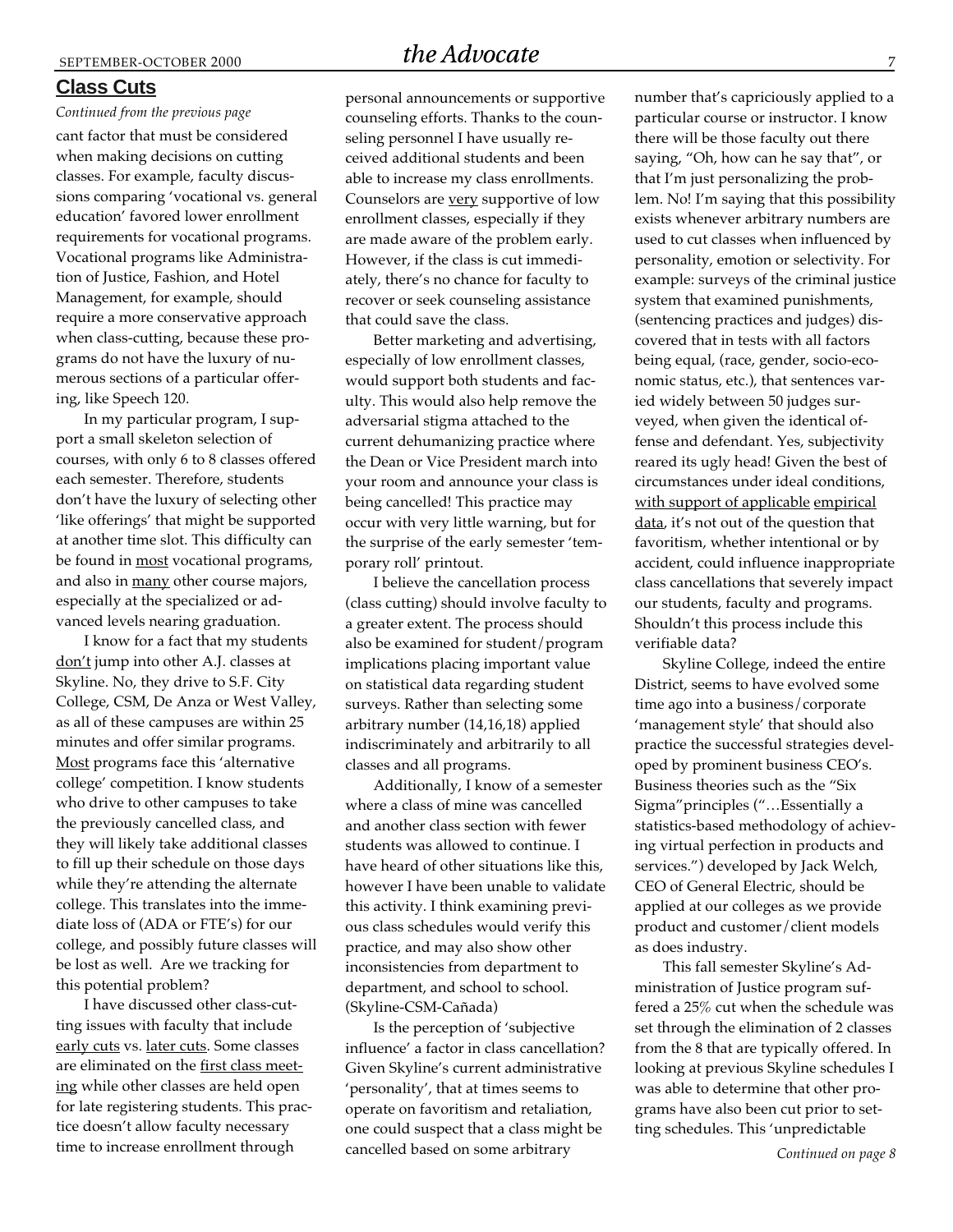## Class Cuts

*Continued from the previous page*

cant factor that must be considered when making decisions on cutting classes. For example, faculty discussions comparing 'vocational vs. general education' favored lower enrollment requirements for vocational programs. Vocational programs like Administration of Justice, Fashion, and Hotel Management, for example, should require a more conservative approach when class-cutting, because these programs do not have the luxury of numerous sections of a particular offering, like Speech 120.

In my particular program, I support a small skeleton selection of courses, with only 6 to 8 classes offered each semester. Therefore, students don't have the luxury of selecting other 'like offerings' that might be supported at another time slot. This difficulty can be found in <u>most</u> vocational programs, and also in <u>many</u> other course majors, especially at the specialized or advanced levels nearing graduation.

I know for a fact that my students <u>don't</u> jump into other A.J. classes at Skyline. No, they drive to S.F. City College, CSM, De Anza or West Valley, as all of these campuses are within 25 minutes and offer similar programs. <u>Most</u> programs face this 'alternative college' competition. I know students who drive to other campuses to take the previously cancelled class, and they will likely take additional classes to fill up their schedule on those days while they're attending the alternate college. This translates into the immediate loss of (ADA or FTE's) for our college, and possibly future classes will be lost as well. Are we tracking for this potential problem?

I have discussed other class-cutting issues with faculty that include <u>early cuts</u> vs. <u>later cuts</u>. Some classes are eliminated on the <u>first class meeting</u> while other classes are held open for late registering students. This practice doesn't allow faculty necessary time to increase enrollment through personal announcements or supportive counseling efforts. Thanks to the counseling personnel I have usually received additional students and been able to increase my class enrollments. Counselors are <u>very</u> supportive of low enrollment classes, especially if they are made aware of the problem early. However, if the class is cut immediately, there's no chance for faculty to recover or seek counseling assistance that could save the class.

Better marketing and advertising, especially of low enrollment classes, would support both students and faculty. This would also help remove the adversarial stigma attached to the current dehumanizing practice where the Dean or Vice President march into your room and announce your class is being cancelled! This practice may occur with very little warning, but for the surprise of the early semester 'temporary roll' printout.

I believe the cancellation process (class cutting) should involve faculty to a greater extent. The process should also be examined for student/program implications placing important value on statistical data regarding student surveys. Rather than selecting some arbitrary number (14,16,18) applied indiscriminately and arbitrarily to all classes and all programs.

Additionally, I know of a semester where a class of mine was cancelled and another class section with fewer students was allowed to continue. I have heard of other situations like this, however I have been unable to validate this activity. I think examining previous class schedules would verify this practice, and may also show other inconsistencies from department to department, and school to school. (Skyline-CSM-Cañada)

Is the perception of 'subjective influence' a factor in class cancellation? Given Skyline's current administrative 'personality', that at times seems to operate on favoritism and retaliation, one could suspect that a class might be cancelled based on some arbitrary number that's capriciously applied to a particular course or instructor. I know there will be those faculty out there saying, "Oh, how can he say that", or that I'm just personalizing the problem. No! I'm saying that this possibility exists whenever arbitrary numbers are used to cut classes when influenced by personality, emotion or selectivity. For example: surveys of the criminal justice system that examined punishments, (sentencing practices and judges) discovered that in tests with all factors being equal, (race, gender, socio-economic status, etc.), that sentences varied widely between 50 judges surveyed, when given the identical offense and defendant. Yes, subjectivity reared its ugly head! Given the best of circumstances under ideal conditions, <u>with support of applicable</u> <u>empirical data</u>, it's not out of the question that favoritism, whether intentional or by accident, could influence inappropriate class cancellations that severely impact our students, faculty and programs. Shouldn't this process include this verifiable data?

Skyline College, indeed the entire District, seems to have evolved some time ago into a business/corporate 'management style' that should also practice the successful strategies developed by prominent business CEO's. Business theories such as the "Six Sigma"principles ("…Essentially a statistics-based methodology of achieving virtual perfection in products and services.") developed by Jack Welch, CEO of General Electric, should be applied at our colleges as we provide product and customer/client models as does industry.

This fall semester Skyline's Administration of Justice program suffered a 25% cut when the schedule was set through the elimination of 2 classes from the 8 that are typically offered. In looking at previous Skyline schedules I was able to determine that other programs have also been cut prior to setting schedules. This 'unpredictable

*Continued on page 8*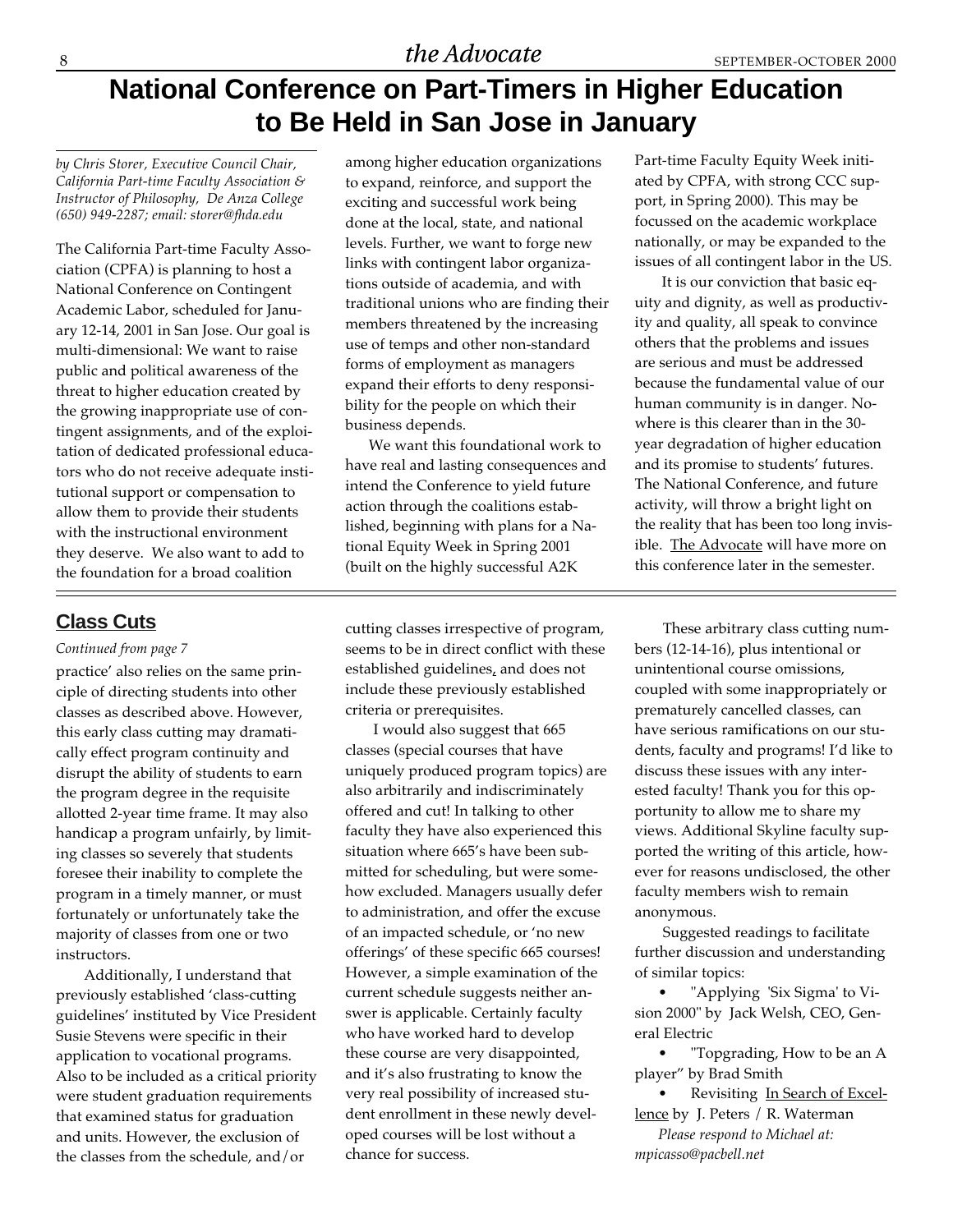# National Conference on Part-Timers in Higher Education to Be Held in San Jose in January

*by Chris Storer, Executive Council Chair, California Part-time Faculty Association & Instructor of Philosophy, De Anza College (650) 949-2287; email: storer@fhda.edu*

The California Part-time Faculty Association (CPFA) is planning to host a National Conference on Contingent Academic Labor, scheduled for January 12-14, 2001 in San Jose. Our goal is multi-dimensional: We want to raise public and political awareness of the threat to higher education created by the growing inappropriate use of contingent assignments, and of the exploitation of dedicated professional educators who do not receive adequate institutional support or compensation to allow them to provide their students with the instructional environment they deserve. We also want to add to the foundation for a broad coalition among higher education organizations to expand, reinforce, and support the exciting and successful work being done at the local, state, and national levels. Further, we want to forge new links with contingent labor organizations outside of academia, and with traditional unions who are finding their members threatened by the increasing use of temps and other non-standard forms of employment as managers expand their efforts to deny responsibility for the people on which their business depends.

We want this foundational work to have real and lasting consequences and intend the Conference to yield future action through the coalitions established, beginning with plans for a National Equity Week in Spring 2001 (built on the highly successful A2K Part-time Faculty Equity Week initiated by CPFA, with strong CCC support, in Spring 2000). This may be focussed on the academic workplace nationally, or may be expanded to the issues of all contingent labor in the US.

It is our conviction that basic equity and dignity, as well as productivity and quality, all speak to convince others that the problems and issues are serious and must be addressed because the fundamental value of our human community is in danger. Nowhere is this clearer than in the 30-year degradation of higher education and its promise to students' futures. The National Conference, and future activity, will throw a bright light on the reality that has been too long invisible. The Advocate will have more on this conference later in the semester.

## Class Cuts

*Continued from page 7*

practice' also relies on the same principle of directing students into other classes as described above. However, this early class cutting may dramatically effect program continuity and disrupt the ability of students to earn the program degree in the requisite allotted 2-year time frame. It may also handicap a program unfairly, by limiting classes so severely that students foresee their inability to complete the program in a timely manner, or must fortunately or unfortunately take the majority of classes from one or two instructors.

Additionally, I understand that previously established 'class-cutting guidelines' instituted by Vice President Susie Stevens were specific in their application to vocational programs. Also to be included as a critical priority were student graduation requirements that examined status for graduation and units. However, the exclusion of the classes from the schedule, and/or cutting classes irrespective of program, seems to be in direct conflict with these established guidelines, and does not include these previously established criteria or prerequisites.

I would also suggest that 665 classes (special courses that have uniquely produced program topics) are also arbitrarily and indiscriminately offered and cut! In talking to other faculty they have also experienced this situation where 665's have been submitted for scheduling, but were somehow excluded. Managers usually defer to administration, and offer the excuse of an impacted schedule, or 'no new offerings' of these specific 665 courses! However, a simple examination of the current schedule suggests neither answer is applicable. Certainly faculty who have worked hard to develop these course are very disappointed, and it's also frustrating to know the very real possibility of increased student enrollment in these newly developed courses will be lost without a chance for success.

These arbitrary class cutting numbers (12-14-16), plus intentional or unintentional course omissions, coupled with some inappropriately or prematurely cancelled classes, can have serious ramifications on our students, faculty and programs! I'd like to discuss these issues with any interested faculty! Thank you for this opportunity to allow me to share my views. Additional Skyline faculty supported the writing of this article, however for reasons undisclosed, the other faculty members wish to remain anonymous.

Suggested readings to facilitate further discussion and understanding of similar topics:

- "Applying 'Six Sigma' to Vision 2000" by Jack Welsh, CEO, General Electric
- "Topgrading, How to be an A player" by Brad Smith
- Revisiting In Search of Excellence by J. Peters / R. Waterman

*Please respond to Michael at: mpicasso@pacbell.net*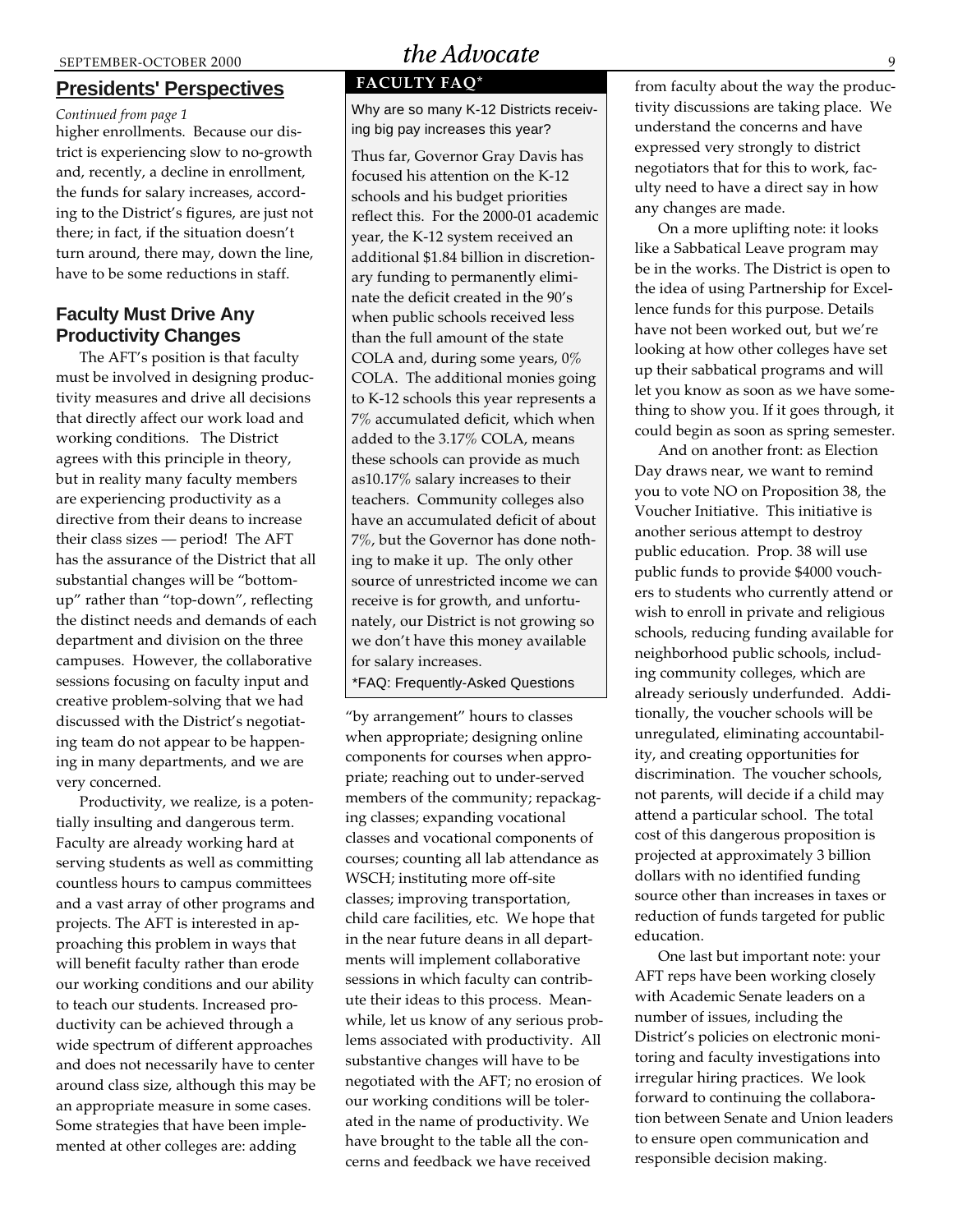## Presidents' Perspectives

*Continued from page 1*

higher enrollments. Because our district is experiencing slow to no-growth and, recently, a decline in enrollment, the funds for salary increases, according to the District's figures, are just not there; in fact, if the situation doesn't turn around, there may, down the line, have to be some reductions in staff.

### Faculty Must Drive Any Productivity Changes

The AFT's position is that faculty must be involved in designing productivity measures and drive all decisions that directly affect our work load and working conditions. The District agrees with this principle in theory, but in reality many faculty members are experiencing productivity as a directive from their deans to increase their class sizes — period! The AFT has the assurance of the District that all substantial changes will be "bottom-up" rather than "top-down", reflecting the distinct needs and demands of each department and division on the three campuses. However, the collaborative sessions focusing on faculty input and creative problem-solving that we had discussed with the District's negotiating team do not appear to be happening in many departments, and we are very concerned.

Productivity, we realize, is a potentially insulting and dangerous term. Faculty are already working hard at serving students as well as committing countless hours to campus committees and a vast array of other programs and projects. The AFT is interested in approaching this problem in ways that will benefit faculty rather than erode our working conditions and our ability to teach our students. Increased productivity can be achieved through a wide spectrum of different approaches and does not necessarily have to center around class size, although this may be an appropriate measure in some cases. Some strategies that have been implemented at other colleges are: adding "by arrangement" hours to classes when appropriate; designing online components for courses when appropriate; reaching out to under-served members of the community; repackaging classes; expanding vocational classes and vocational components of courses; counting all lab attendance as WSCH; instituting more off-site classes; improving transportation, child care facilities, etc. We hope that in the near future deans in all departments will implement collaborative sessions in which faculty can contribute their ideas to this process. Meanwhile, let us know of any serious problems associated with productivity. All substantive changes will have to be negotiated with the AFT; no erosion of our working conditions will be tolerated in the name of productivity. We have brought to the table all the concerns and feedback we have received from faculty about the way the productivity discussions are taking place. We understand the concerns and have expressed very strongly to district negotiators that for this to work, faculty need to have a direct say in how any changes are made.

On a more uplifting note: it looks like a Sabbatical Leave program may be in the works. The District is open to the idea of using Partnership for Excellence funds for this purpose. Details have not been worked out, but we're looking at how other colleges have set up their sabbatical programs and will let you know as soon as we have something to show you. If it goes through, it could begin as soon as spring semester.

And on another front: as Election Day draws near, we want to remind you to vote NO on Proposition 38, the Voucher Initiative. This initiative is another serious attempt to destroy public education. Prop. 38 will use public funds to provide $4000 vouchers to students who currently attend or wish to enroll in private and religious schools, reducing funding available for neighborhood public schools, including community colleges, which are already seriously underfunded. Additionally, the voucher schools will be unregulated, eliminating accountability, and creating opportunities for discrimination. The voucher schools, not parents, will decide if a child may attend a particular school. The total cost of this dangerous proposition is projected at approximately 3 billion dollars with no identified funding source other than increases in taxes or reduction of funds targeted for public education.

One last but important note: your AFT reps have been working closely with Academic Senate leaders on a number of issues, including the District's policies on electronic monitoring and faculty investigations into irregular hiring practices. We look forward to continuing the collaboration between Senate and Union leaders to ensure open communication and responsible decision making.

## FACULTY FAQ*

Why are so many K-12 Districts receiving big pay increases this year?

Thus far, Governor Gray Davis has focused his attention on the K-12 schools and his budget priorities reflect this. For the 2000-01 academic year, the K-12 system received an additional $1.84 billion in discretionary funding to permanently eliminate the deficit created in the 90's when public schools received less than the full amount of the state COLA and, during some years, 0% COLA. The additional monies going to K-12 schools this year represents a 7% accumulated deficit, which when added to the 3.17% COLA, means these schools can provide as much as10.17% salary increases to their teachers. Community colleges also have an accumulated deficit of about 7%, but the Governor has done nothing to make it up. The only other source of unrestricted income we can receive is for growth, and unfortunately, our District is not growing so we don't have this money available for salary increases.

*FAQ: Frequently-Asked Questions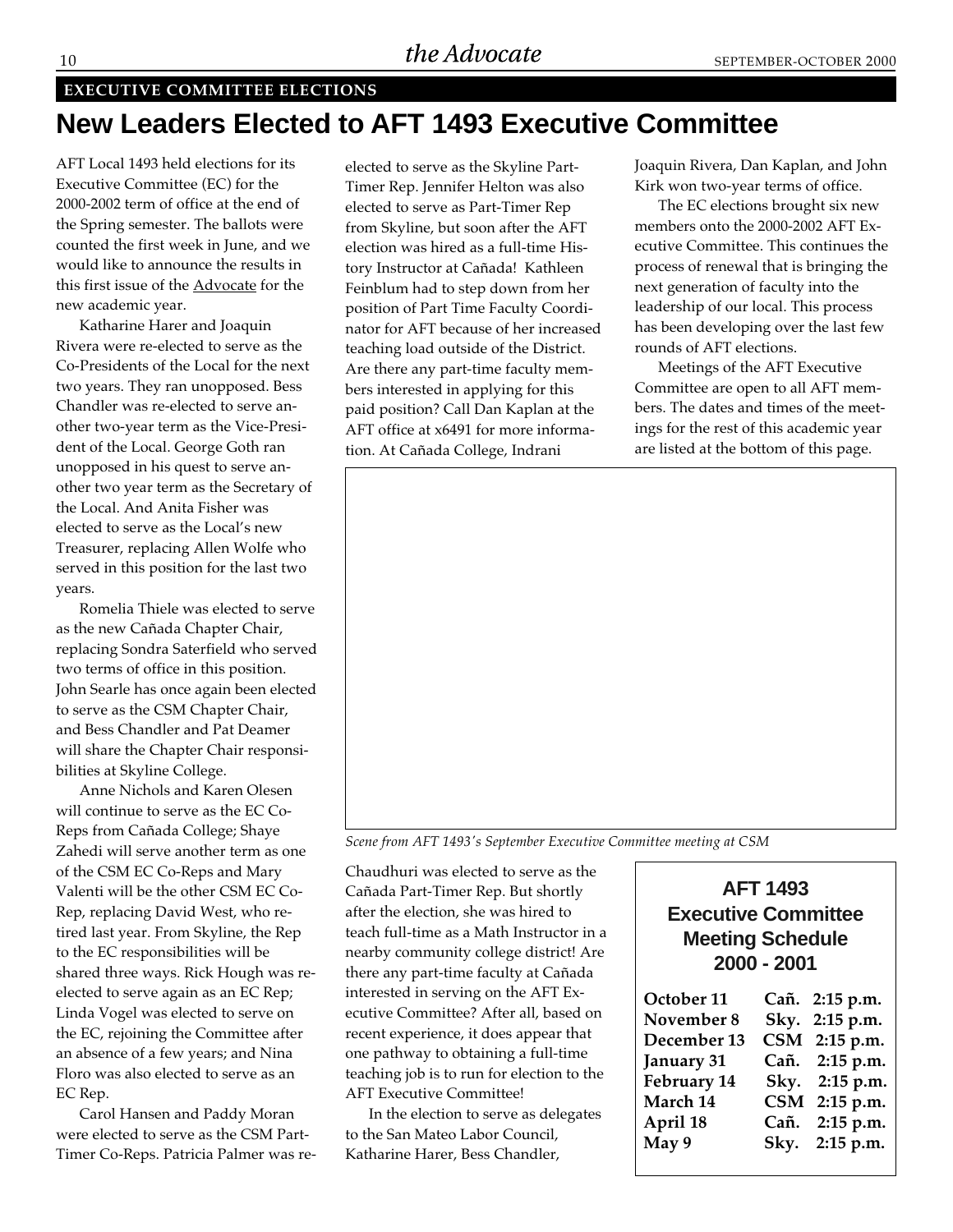**EXECUTIVE COMMITTEE ELECTIONS**

# New Leaders Elected to AFT 1493 Executive Committee

AFT Local 1493 held elections for its Executive Committee (EC) for the 2000-2002 term of office at the end of the Spring semester. The ballots were counted the first week in June, and we would like to announce the results in this first issue of the Advocate for the new academic year.

Katharine Harer and Joaquin Rivera were re-elected to serve as the Co-Presidents of the Local for the next two years. They ran unopposed. Bess Chandler was re-elected to serve another two-year term as the Vice-President of the Local. George Goth ran unopposed in his quest to serve another two year term as the Secretary of the Local. And Anita Fisher was elected to serve as the Local's new Treasurer, replacing Allen Wolfe who served in this position for the last two years.

Romelia Thiele was elected to serve as the new Cañada Chapter Chair, replacing Sondra Saterfield who served two terms of office in this position. John Searle has once again been elected to serve as the CSM Chapter Chair, and Bess Chandler and Pat Deamer will share the Chapter Chair responsibilities at Skyline College.

Anne Nichols and Karen Olesen will continue to serve as the EC Co-Reps from Cañada College; Shaye Zahedi will serve another term as one of the CSM EC Co-Reps and Mary Valenti will be the other CSM EC Co-Rep, replacing David West, who retired last year. From Skyline, the Rep to the EC responsibilities will be shared three ways. Rick Hough was re-elected to serve again as an EC Rep; Linda Vogel was elected to serve on the EC, rejoining the Committee after an absence of a few years; and Nina Floro was also elected to serve as an EC Rep.

Carol Hansen and Paddy Moran were elected to serve as the CSM Part-Timer Co-Reps. Patricia Palmer was re-elected to serve as the Skyline Part-Timer Rep. Jennifer Helton was also elected to serve as Part-Timer Rep from Skyline, but soon after the AFT election was hired as a full-time History Instructor at Cañada! Kathleen Feinblum had to step down from her position of Part Time Faculty Coordinator for AFT because of her increased teaching load outside of the District. Are there any part-time faculty members interested in applying for this paid position? Call Dan Kaplan at the AFT office at x6491 for more information. At Cañada College, Indrani Chaudhuri was elected to serve as the Cañada Part-Timer Rep. But shortly after the election, she was hired to teach full-time as a Math Instructor in a nearby community college district! Are there any part-time faculty at Cañada interested in serving on the AFT Executive Committee? After all, based on recent experience, it does appear that one pathway to obtaining a full-time teaching job is to run for election to the AFT Executive Committee!

In the election to serve as delegates to the San Mateo Labor Council, Katharine Harer, Bess Chandler, Joaquin Rivera, Dan Kaplan, and John Kirk won two-year terms of office.

The EC elections brought six new members onto the 2000-2002 AFT Executive Committee. This continues the process of renewal that is bringing the next generation of faculty into the leadership of our local. This process has been developing over the last few rounds of AFT elections.

Meetings of the AFT Executive Committee are open to all AFT members. The dates and times of the meetings for the rest of this academic year are listed at the bottom of this page.

*Scene from AFT 1493's September Executive Committee meeting at CSM*

## AFT 1493 Executive Committee Meeting Schedule 2000 - 2001

| | | |
|---|---|---|
| **October 11** | **Cañ.** | **2:15 p.m.** |
| **November 8** | **Sky.** | **2:15 p.m.** |
| **December 13** | **CSM** | **2:15 p.m.** |
| **January 31** | **Cañ.** | **2:15 p.m.** |
| **February 14** | **Sky.** | **2:15 p.m.** |
| **March 14** | **CSM** | **2:15 p.m.** |
| **April 18** | **Cañ.** | **2:15 p.m.** |
| **May 9** | **Sky.** | **2:15 p.m.** |